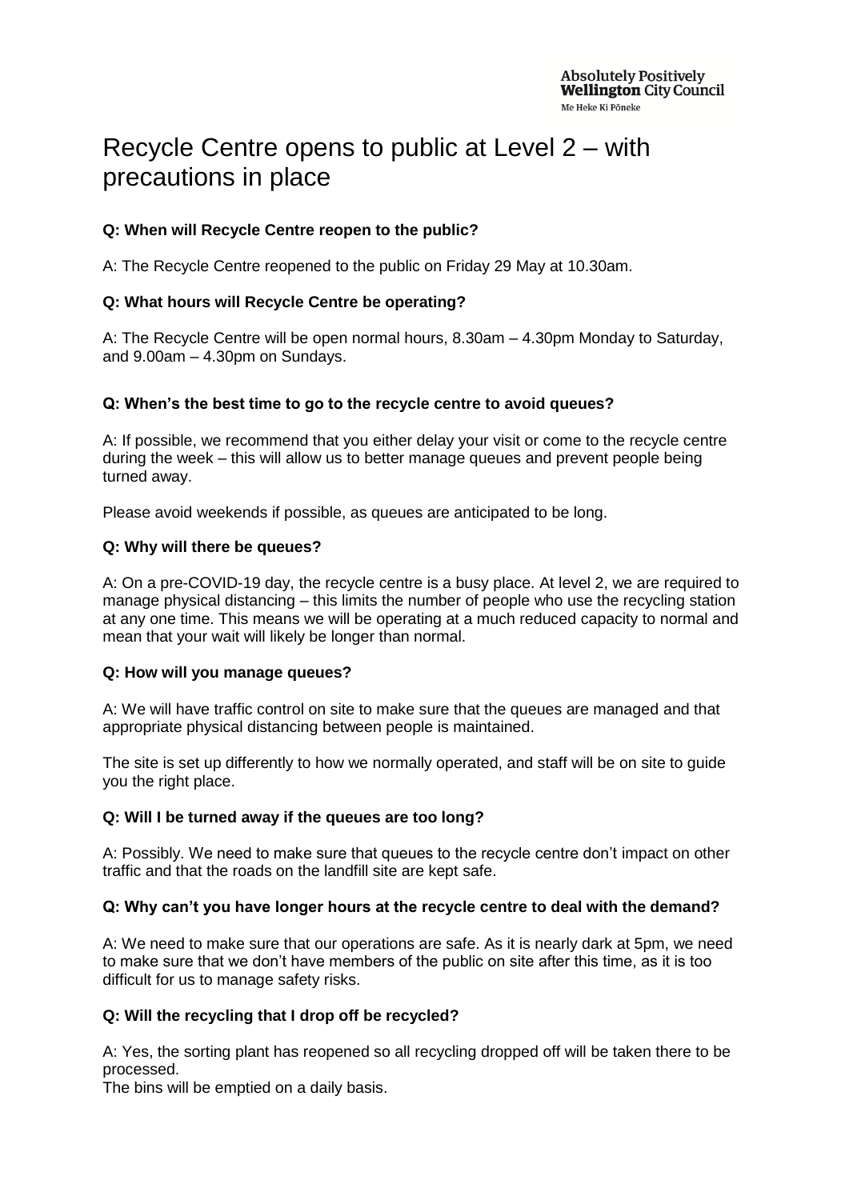Absolutely Positively **Wellington** City Council
Me Heke Ki Pōneke

# Recycle Centre opens to public at Level 2 – with precautions in place

**Q: When will Recycle Centre reopen to the public?**

A: The Recycle Centre reopened to the public on Friday 29 May at 10.30am.

**Q: What hours will Recycle Centre be operating?**

A: The Recycle Centre will be open normal hours, 8.30am – 4.30pm Monday to Saturday, and 9.00am – 4.30pm on Sundays.

**Q: When's the best time to go to the recycle centre to avoid queues?**

A: If possible, we recommend that you either delay your visit or come to the recycle centre during the week – this will allow us to better manage queues and prevent people being turned away.

Please avoid weekends if possible, as queues are anticipated to be long.

**Q: Why will there be queues?**

A: On a pre-COVID-19 day, the recycle centre is a busy place. At level 2, we are required to manage physical distancing – this limits the number of people who use the recycling station at any one time. This means we will be operating at a much reduced capacity to normal and mean that your wait will likely be longer than normal.

**Q: How will you manage queues?**

A: We will have traffic control on site to make sure that the queues are managed and that appropriate physical distancing between people is maintained.

The site is set up differently to how we normally operated, and staff will be on site to guide you the right place.

**Q: Will I be turned away if the queues are too long?**

A: Possibly. We need to make sure that queues to the recycle centre don't impact on other traffic and that the roads on the landfill site are kept safe.

**Q: Why can't you have longer hours at the recycle centre to deal with the demand?**

A: We need to make sure that our operations are safe. As it is nearly dark at 5pm, we need to make sure that we don't have members of the public on site after this time, as it is too difficult for us to manage safety risks.

**Q: Will the recycling that I drop off be recycled?**

A: Yes, the sorting plant has reopened so all recycling dropped off will be taken there to be processed.
The bins will be emptied on a daily basis.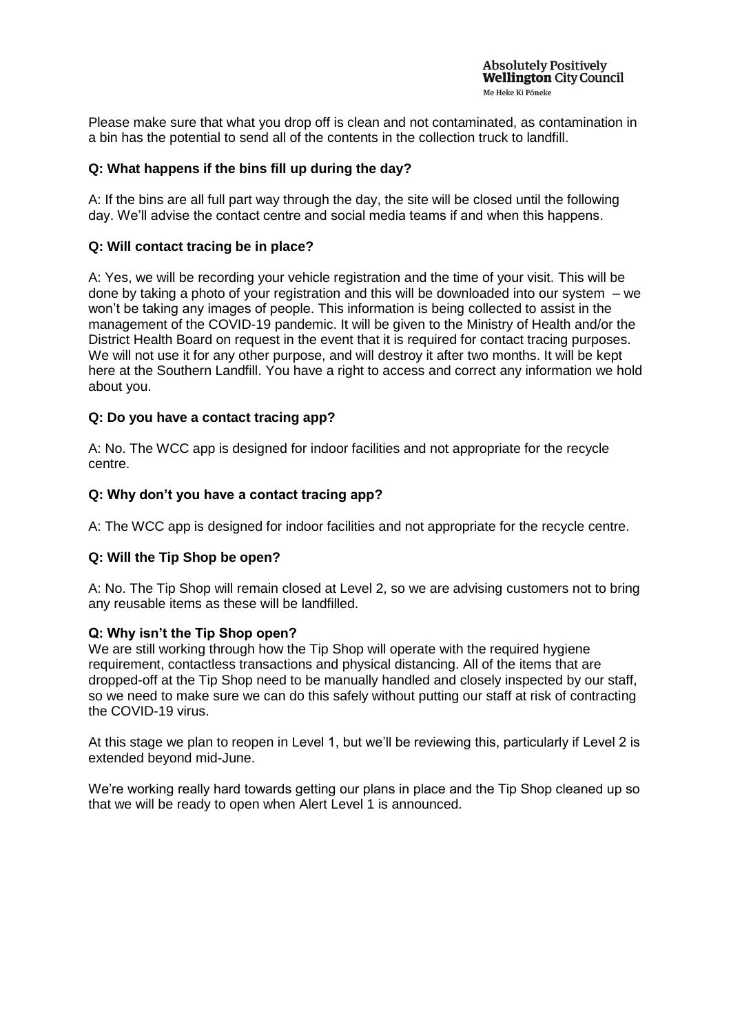Please make sure that what you drop off is clean and not contaminated, as contamination in a bin has the potential to send all of the contents in the collection truck to landfill.

**Q: What happens if the bins fill up during the day?**

A: If the bins are all full part way through the day, the site will be closed until the following day. We'll advise the contact centre and social media teams if and when this happens.

**Q: Will contact tracing be in place?**

A: Yes, we will be recording your vehicle registration and the time of your visit. This will be done by taking a photo of your registration and this will be downloaded into our system – we won't be taking any images of people. This information is being collected to assist in the management of the COVID-19 pandemic. It will be given to the Ministry of Health and/or the District Health Board on request in the event that it is required for contact tracing purposes. We will not use it for any other purpose, and will destroy it after two months. It will be kept here at the Southern Landfill. You have a right to access and correct any information we hold about you.

**Q: Do you have a contact tracing app?**

A: No. The WCC app is designed for indoor facilities and not appropriate for the recycle centre.

**Q: Why don't you have a contact tracing app?**

A: The WCC app is designed for indoor facilities and not appropriate for the recycle centre.

**Q: Will the Tip Shop be open?**

A: No. The Tip Shop will remain closed at Level 2, so we are advising customers not to bring any reusable items as these will be landfilled.

**Q: Why isn't the Tip Shop open?**

We are still working through how the Tip Shop will operate with the required hygiene requirement, contactless transactions and physical distancing. All of the items that are dropped-off at the Tip Shop need to be manually handled and closely inspected by our staff, so we need to make sure we can do this safely without putting our staff at risk of contracting the COVID-19 virus.

At this stage we plan to reopen in Level 1, but we'll be reviewing this, particularly if Level 2 is extended beyond mid-June.

We're working really hard towards getting our plans in place and the Tip Shop cleaned up so that we will be ready to open when Alert Level 1 is announced.